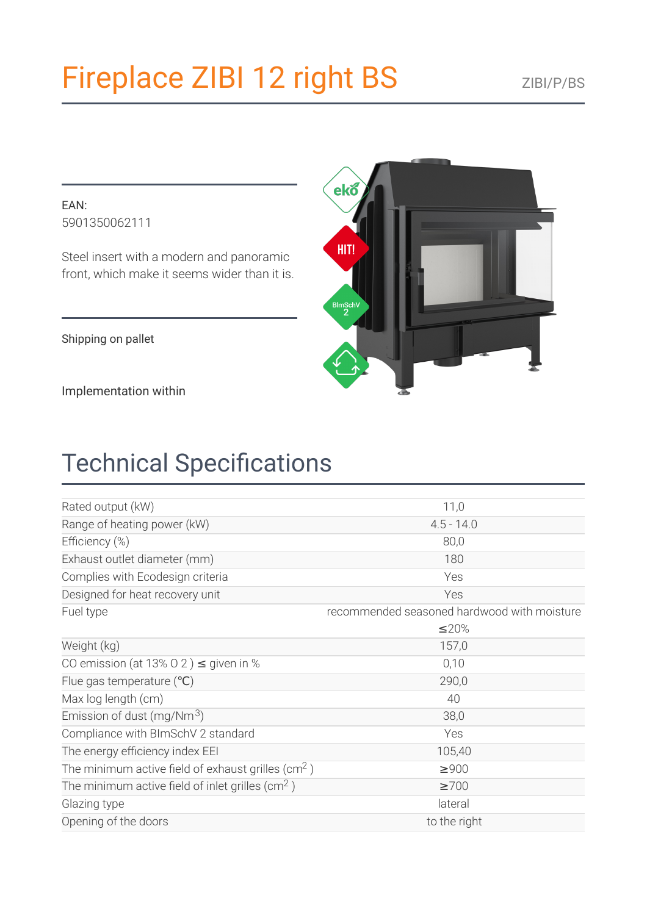# Fireplace ZIBI 12 right BS

ZIBI/P/BS

EAN:
5901350062111

Steel insert with a modern and panoramic front, which make it seems wider than it is.

Shipping on pallet

Implementation within

## Technical Specifications

| | |
|---|---|
| Rated output (kW) | 11,0 |
| Range of heating power (kW) | 4.5 - 14.0 |
| Efficiency (%) | 80,0 |
| Exhaust outlet diameter (mm) | 180 |
| Complies with Ecodesign criteria | Yes |
| Designed for heat recovery unit | Yes |
| Fuel type | recommended seasoned hardwood with moisture ≤20% |
| Weight (kg) | 157,0 |
| CO emission (at 13% O 2 ) ≤ given in % | 0,10 |
| Flue gas temperature (℃) | 290,0 |
| Max log length (cm) | 40 |
| Emission of dust (mg/Nm$^3$) | 38,0 |
| Compliance with BImSchV 2 standard | Yes |
| The energy efficiency index EEI | 105,40 |
| The minimum active field of exhaust grilles (cm$^2$ ) | ≥900 |
| The minimum active field of inlet grilles (cm$^2$ ) | ≥700 |
| Glazing type | lateral |
| Opening of the doors | to the right |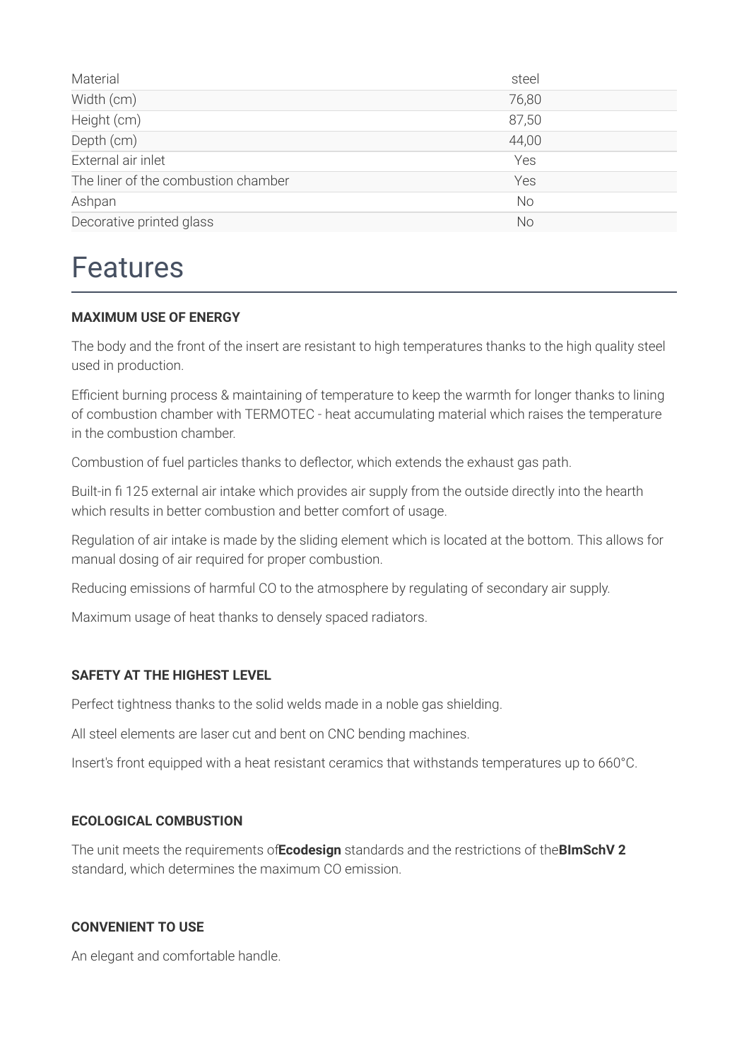| Material | steel |
| --- | --- |
| Width (cm) | 76,80 |
| Height (cm) | 87,50 |
| Depth (cm) | 44,00 |
| External air inlet | Yes |
| The liner of the combustion chamber | Yes |
| Ashpan | No |
| Decorative printed glass | No |

# Features

**MAXIMUM USE OF ENERGY**

The body and the front of the insert are resistant to high temperatures thanks to the high quality steel used in production.

Efficient burning process & maintaining of temperature to keep the warmth for longer thanks to lining of combustion chamber with TERMOTEC - heat accumulating material which raises the temperature in the combustion chamber.

Combustion of fuel particles thanks to deflector, which extends the exhaust gas path.

Built-in fi 125 external air intake which provides air supply from the outside directly into the hearth which results in better combustion and better comfort of usage.

Regulation of air intake is made by the sliding element which is located at the bottom. This allows for manual dosing of air required for proper combustion.

Reducing emissions of harmful CO to the atmosphere by regulating of secondary air supply.

Maximum usage of heat thanks to densely spaced radiators.

**SAFETY AT THE HIGHEST LEVEL**

Perfect tightness thanks to the solid welds made in a noble gas shielding.

All steel elements are laser cut and bent on CNC bending machines.

Insert's front equipped with a heat resistant ceramics that withstands temperatures up to 660°C.

**ECOLOGICAL COMBUSTION**

The unit meets the requirements of**Ecodesign** standards and the restrictions of the**BImSchV 2** standard, which determines the maximum CO emission.

**CONVENIENT TO USE**

An elegant and comfortable handle.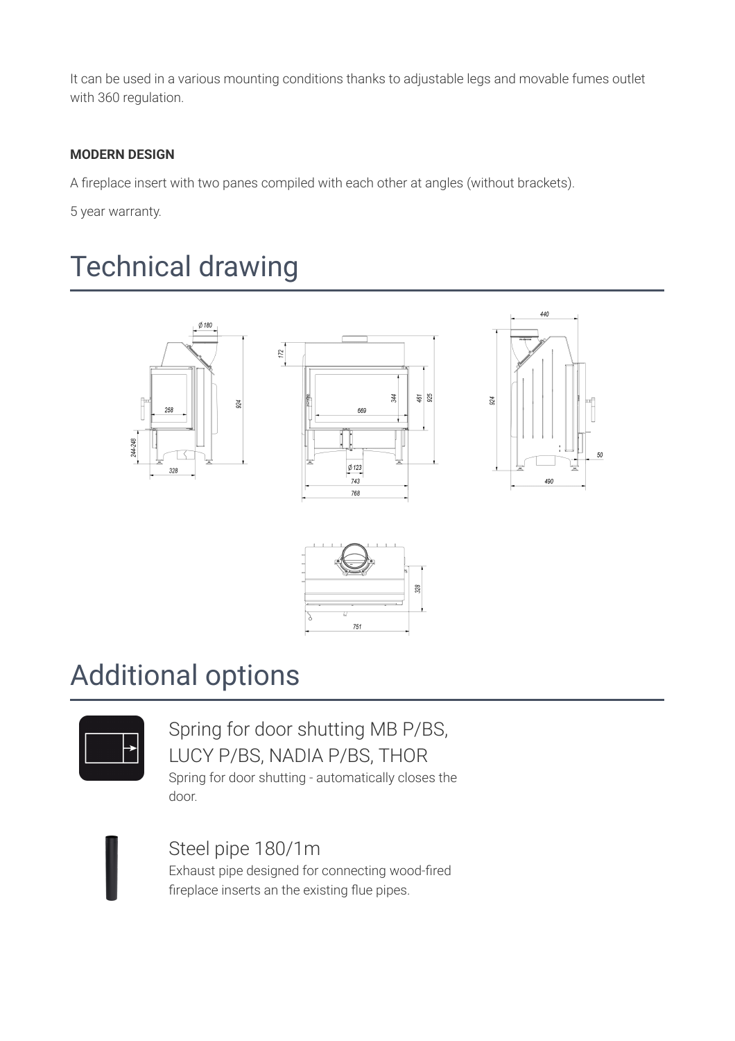It can be used in a various mounting conditions thanks to adjustable legs and movable fumes outlet with 360 regulation.

**MODERN DESIGN**

A fireplace insert with two panes compiled with each other at angles (without brackets).

5 year warranty.

# Technical drawing

# Additional options

## Spring for door shutting MB P/BS, LUCY P/BS, NADIA P/BS, THOR

Spring for door shutting - automatically closes the door.

## Steel pipe 180/1m

Exhaust pipe designed for connecting wood-fired fireplace inserts an the existing flue pipes.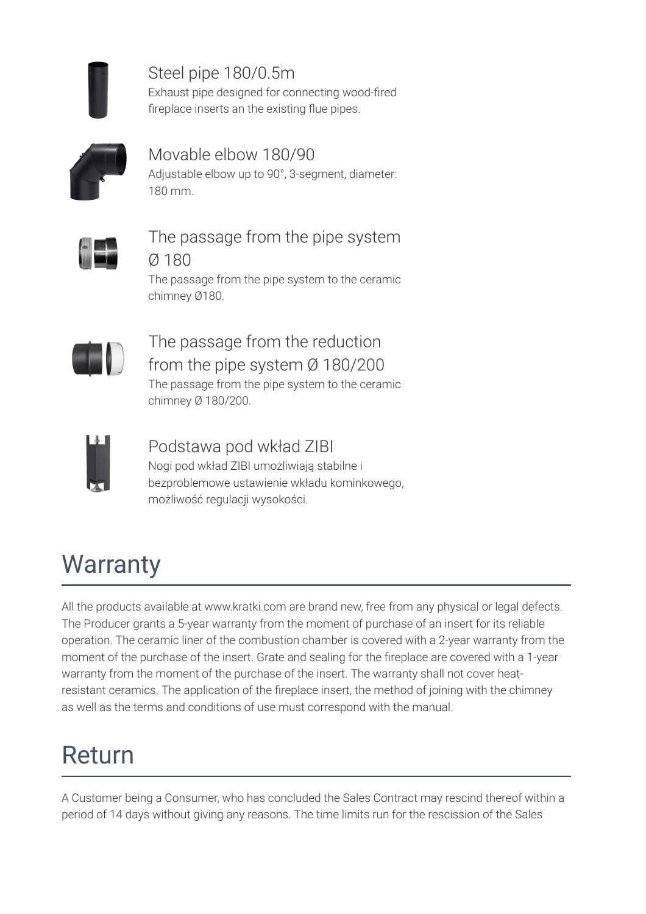### Steel pipe 180/0.5m

Exhaust pipe designed for connecting wood-fired fireplace inserts an the existing flue pipes.

### Movable elbow 180/90

Adjustable elbow up to 90°, 3-segment, diameter: 180 mm.

### The passage from the pipe system Ø 180

The passage from the pipe system to the ceramic chimney Ø180.

### The passage from the reduction from the pipe system Ø 180/200

The passage from the pipe system to the ceramic chimney Ø 180/200.

### Podstawa pod wkład ZIBI

Nogi pod wkład ZIBI umożliwiają stabilne i bezproblemowe ustawienie wkładu kominkowego, możliwość regulacji wysokości.

## Warranty

All the products available at www.kratki.com are brand new, free from any physical or legal defects. The Producer grants a 5-year warranty from the moment of purchase of an insert for its reliable operation. The ceramic liner of the combustion chamber is covered with a 2-year warranty from the moment of the purchase of the insert. Grate and sealing for the fireplace are covered with a 1-year warranty from the moment of the purchase of the insert. The warranty shall not cover heat-resistant ceramics. The application of the fireplace insert, the method of joining with the chimney as well as the terms and conditions of use must correspond with the manual.

## Return

A Customer being a Consumer, who has concluded the Sales Contract may rescind thereof within a period of 14 days without giving any reasons. The time limits run for the rescission of the Sales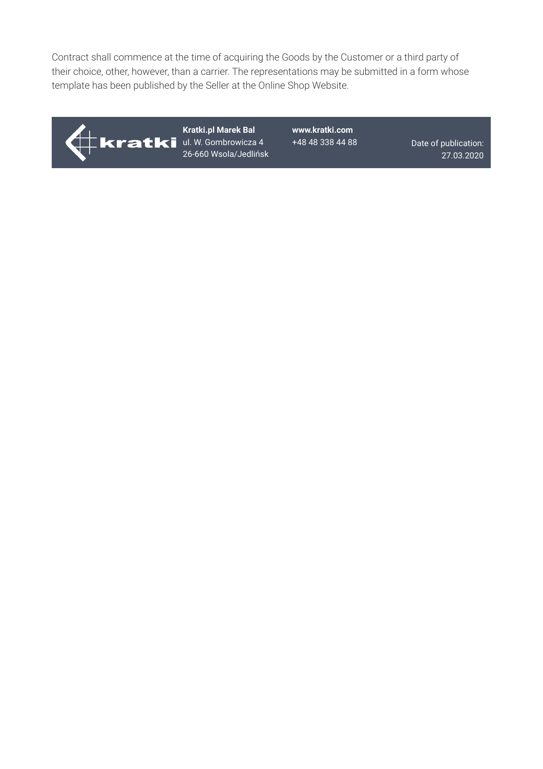Contract shall commence at the time of acquiring the Goods by the Customer or a third party of their choice, other, however, than a carrier. The representations may be submitted in a form whose template has been published by the Seller at the Online Shop Website.